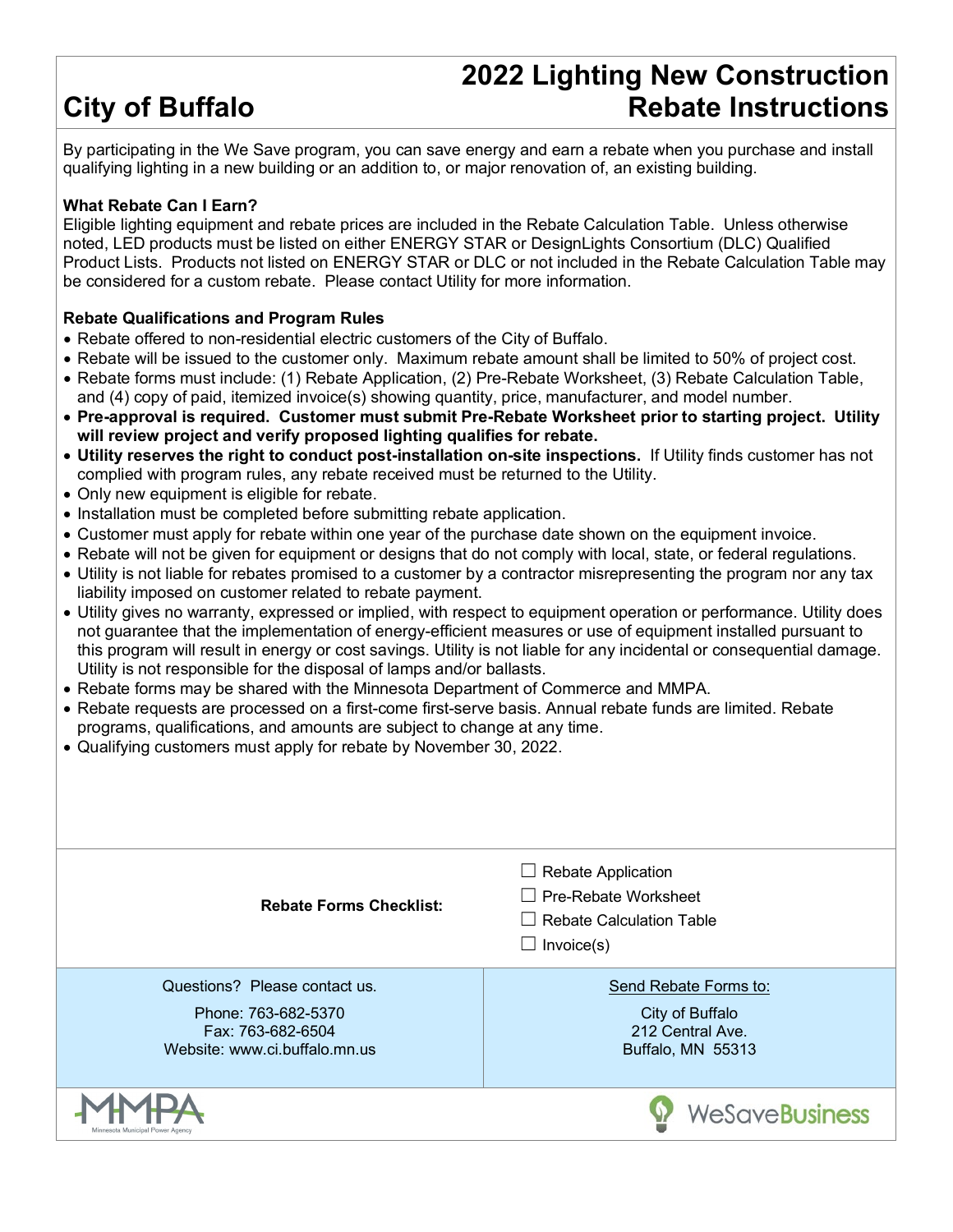# City of Buffalo

# 2022 Lighting New Construction Rebate Instructions

By participating in the We Save program, you can save energy and earn a rebate when you purchase and install qualifying lighting in a new building or an addition to, or major renovation of, an existing building.

**What Rebate Can I Earn?**

Eligible lighting equipment and rebate prices are included in the Rebate Calculation Table. Unless otherwise noted, LED products must be listed on either ENERGY STAR or DesignLights Consortium (DLC) Qualified Product Lists. Products not listed on ENERGY STAR or DLC or not included in the Rebate Calculation Table may be considered for a custom rebate. Please contact Utility for more information.

**Rebate Qualifications and Program Rules**

- Rebate offered to non-residential electric customers of the City of Buffalo.
- Rebate will be issued to the customer only. Maximum rebate amount shall be limited to 50% of project cost.
- Rebate forms must include: (1) Rebate Application, (2) Pre-Rebate Worksheet, (3) Rebate Calculation Table, and (4) copy of paid, itemized invoice(s) showing quantity, price, manufacturer, and model number.
- **Pre-approval is required. Customer must submit Pre-Rebate Worksheet prior to starting project. Utility will review project and verify proposed lighting qualifies for rebate.**
- **Utility reserves the right to conduct post-installation on-site inspections.** If Utility finds customer has not complied with program rules, any rebate received must be returned to the Utility.
- Only new equipment is eligible for rebate.
- Installation must be completed before submitting rebate application.
- Customer must apply for rebate within one year of the purchase date shown on the equipment invoice.
- Rebate will not be given for equipment or designs that do not comply with local, state, or federal regulations.
- Utility is not liable for rebates promised to a customer by a contractor misrepresenting the program nor any tax liability imposed on customer related to rebate payment.
- Utility gives no warranty, expressed or implied, with respect to equipment operation or performance. Utility does not guarantee that the implementation of energy-efficient measures or use of equipment installed pursuant to this program will result in energy or cost savings. Utility is not liable for any incidental or consequential damage. Utility is not responsible for the disposal of lamps and/or ballasts.
- Rebate forms may be shared with the Minnesota Department of Commerce and MMPA.
- Rebate requests are processed on a first-come first-serve basis. Annual rebate funds are limited. Rebate programs, qualifications, and amounts are subject to change at any time.
- Qualifying customers must apply for rebate by November 30, 2022.

**Rebate Forms Checklist:**

- ☐ Rebate Application
- ☐ Pre-Rebate Worksheet
- ☐ Rebate Calculation Table
- ☐ Invoice(s)

Questions? Please contact us.

Phone: 763-682-5370
Fax: 763-682-6504
Website: www.ci.buffalo.mn.us

Send Rebate Forms to:

City of Buffalo
212 Central Ave.
Buffalo, MN 55313

MMPA Minnesota Municipal Power Agency

WeSaveBusiness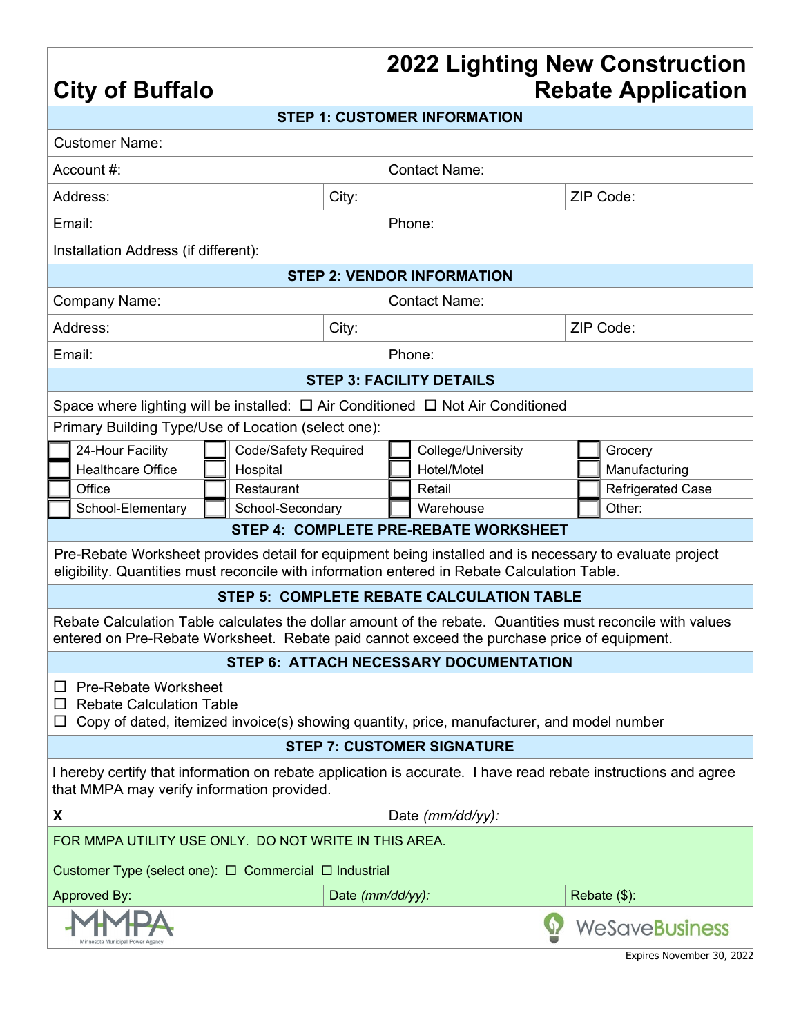# City of Buffalo

# 2022 Lighting New Construction Rebate Application

## STEP 1: CUSTOMER INFORMATION

| Customer Name: | | |
|---|---|---|
| Account #: | Contact Name: | |
| Address: | City: | ZIP Code: |
| Email: | Phone: | |
| Installation Address (if different): | | |

## STEP 2: VENDOR INFORMATION

| Company Name: | Contact Name: | |
|---|---|---|
| Address: | City: | ZIP Code: |
| Email: | Phone: | |

## STEP 3: FACILITY DETAILS

Space where lighting will be installed: ☐ Air Conditioned ☐ Not Air Conditioned

Primary Building Type/Use of Location (select one):

| | | | |
|---|---|---|---|
| ☐ 24-Hour Facility | ☐ Code/Safety Required | ☐ College/University | ☐ Grocery |
| ☐ Healthcare Office | ☐ Hospital | ☐ Hotel/Motel | ☐ Manufacturing |
| ☐ Office | ☐ Restaurant | ☐ Retail | ☐ Refrigerated Case |
| ☐ School-Elementary | ☐ School-Secondary | ☐ Warehouse | ☐ Other: |

## STEP 4: COMPLETE PRE-REBATE WORKSHEET

Pre-Rebate Worksheet provides detail for equipment being installed and is necessary to evaluate project eligibility. Quantities must reconcile with information entered in Rebate Calculation Table.

## STEP 5: COMPLETE REBATE CALCULATION TABLE

Rebate Calculation Table calculates the dollar amount of the rebate. Quantities must reconcile with values entered on Pre-Rebate Worksheet. Rebate paid cannot exceed the purchase price of equipment.

## STEP 6: ATTACH NECESSARY DOCUMENTATION

- ☐ Pre-Rebate Worksheet
- ☐ Rebate Calculation Table
- ☐ Copy of dated, itemized invoice(s) showing quantity, price, manufacturer, and model number

## STEP 7: CUSTOMER SIGNATURE

I hereby certify that information on rebate application is accurate. I have read rebate instructions and agree that MMPA may verify information provided.

| **X** | Date *(mm/dd/yy):* |
|---|---|

FOR MMPA UTILITY USE ONLY. DO NOT WRITE IN THIS AREA.

Customer Type (select one): ☐ Commercial ☐ Industrial

| Approved By: | Date *(mm/dd/yy):* | Rebate ($): |
|---|---|---|

MMPA Minnesota Municipal Power Agency — WeSaveBusiness

Expires November 30, 2022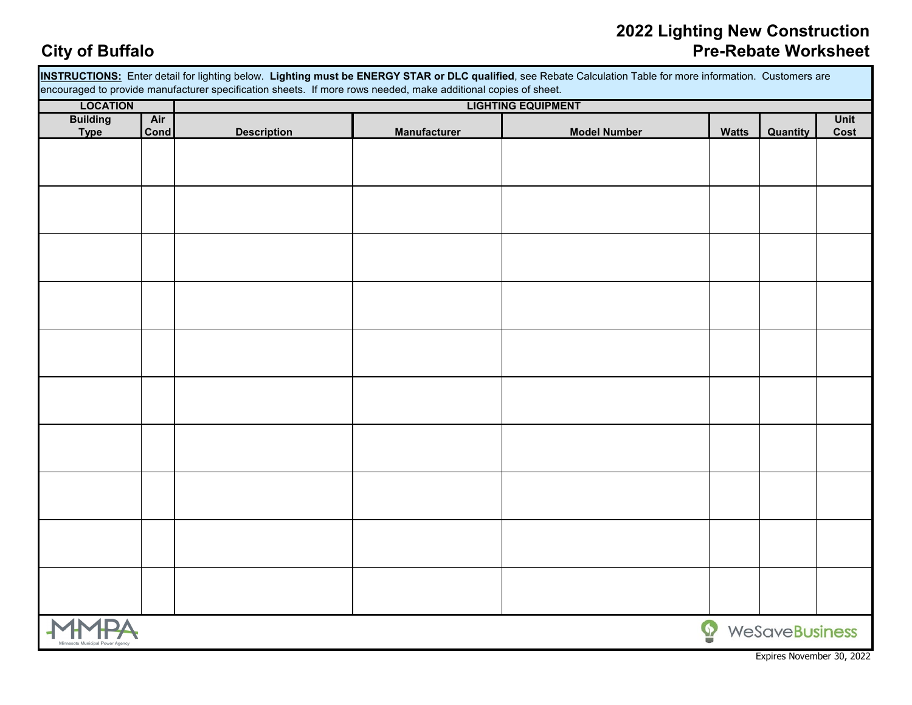# City of Buffalo

# 2022 Lighting New Construction Pre-Rebate Worksheet

**INSTRUCTIONS:** Enter detail for lighting below. **Lighting must be ENERGY STAR or DLC qualified**, see Rebate Calculation Table for more information. Customers are encouraged to provide manufacturer specification sheets. If more rows needed, make additional copies of sheet.

| LOCATION | | LIGHTING EQUIPMENT | | | | | |
|---|---|---|---|---|---|---|---|
| Building Type | Air Cond | Description | Manufacturer | Model Number | Watts | Quantity | Unit Cost |
| | | | | | | | |
| | | | | | | | |
| | | | | | | | |
| | | | | | | | |
| | | | | | | | |
| | | | | | | | |
| | | | | | | | |
| | | | | | | | |
| | | | | | | | |
| | | | | | | | |

MMPA Minnesota Municipal Power Agency

WeSaveBusiness

Expires November 30, 2022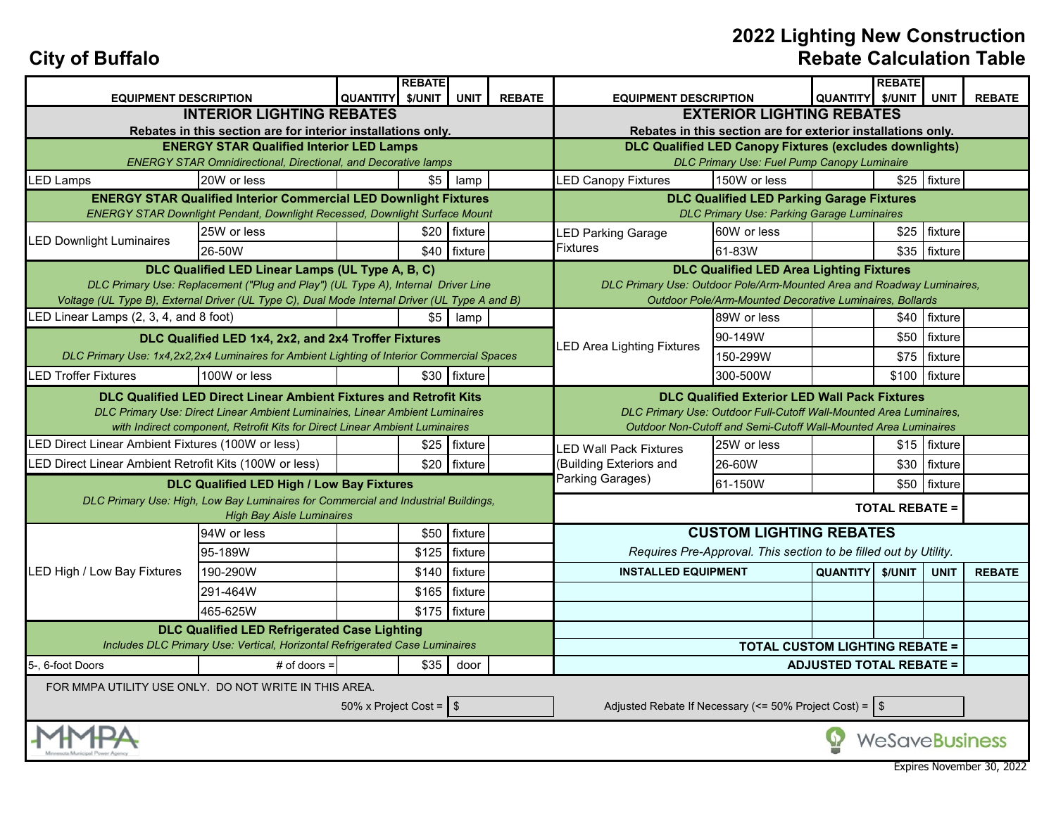## City of Buffalo

# 2022 Lighting New Construction Rebate Calculation Table

## INTERIOR LIGHTING REBATES

Rebates in this section are for interior installations only.

| EQUIPMENT DESCRIPTION | | QUANTITY | REBATE $/UNIT | UNIT | REBATE |
|---|---|---|---|---|---|
| **ENERGY STAR Qualified Interior LED Lamps** *ENERGY STAR Omnidirectional, Directional, and Decorative lamps* | | | | | |
| LED Lamps | 20W or less | | $5 | lamp | |
| **ENERGY STAR Qualified Interior Commercial LED Downlight Fixtures** *ENERGY STAR Downlight Pendant, Downlight Recessed, Downlight Surface Mount* | | | | | |
| LED Downlight Luminaires | 25W or less | | $20 | fixture | |
| | 26-50W | | $40 | fixture | |
| **DLC Qualified LED Linear Lamps (UL Type A, B, C)** *DLC Primary Use: Replacement ("Plug and Play") (UL Type A), Internal Driver Line Voltage (UL Type B), External Driver (UL Type C), Dual Mode Internal Driver (UL Type A and B)* | | | | | |
| LED Linear Lamps (2, 3, 4, and 8 foot) | | | $5 | lamp | |
| **DLC Qualified LED 1x4, 2x2, and 2x4 Troffer Fixtures** *DLC Primary Use: 1x4,2x2,2x4 Luminaires for Ambient Lighting of Interior Commercial Spaces* | | | | | |
| LED Troffer Fixtures | 100W or less | | $30 | fixture | |
| **DLC Qualified LED Direct Linear Ambient Fixtures and Retrofit Kits** *DLC Primary Use: Direct Linear Ambient Luminairies, Linear Ambient Luminaires with Indirect component, Retrofit Kits for Direct Linear Ambient Luminaires* | | | | | |
| LED Direct Linear Ambient Fixtures (100W or less) | | | $25 | fixture | |
| LED Direct Linear Ambient Retrofit Kits (100W or less) | | | $20 | fixture | |
| **DLC Qualified LED High / Low Bay Fixtures** *DLC Primary Use: High, Low Bay Luminaires for Commercial and Industrial Buildings, High Bay Aisle Luminaires* | | | | | |
| LED High / Low Bay Fixtures | 94W or less | | $50 | fixture | |
| | 95-189W | | $125 | fixture | |
| | 190-290W | | $140 | fixture | |
| | 291-464W | | $165 | fixture | |
| | 465-625W | | $175 | fixture | |
| **DLC Qualified LED Refrigerated Case Lighting** *Includes DLC Primary Use: Vertical, Horizontal Refrigerated Case Luminaires* | | | | | |
| 5-, 6-foot Doors | # of doors = | | $35 | door | |

## EXTERIOR LIGHTING REBATES

Rebates in this section are for exterior installations only.

| EQUIPMENT DESCRIPTION | | QUANTITY | REBATE $/UNIT | UNIT | REBATE |
|---|---|---|---|---|---|
| **DLC Qualified LED Canopy Fixtures (excludes downlights)** *DLC Primary Use: Fuel Pump Canopy Luminaire* | | | | | |
| LED Canopy Fixtures | 150W or less | | $25 | fixture | |
| **DLC Qualified LED Parking Garage Fixtures** *DLC Primary Use: Parking Garage Luminaires* | | | | | |
| LED Parking Garage Fixtures | 60W or less | | $25 | fixture | |
| | 61-83W | | $35 | fixture | |
| **DLC Qualified LED Area Lighting Fixtures** *DLC Primary Use: Outdoor Pole/Arm-Mounted Area and Roadway Luminaires, Outdoor Pole/Arm-Mounted Decorative Luminaires, Bollards* | | | | | |
| LED Area Lighting Fixtures | 89W or less | | $40 | fixture | |
| | 90-149W | | $50 | fixture | |
| | 150-299W | | $75 | fixture | |
| | 300-500W | | $100 | fixture | |
| **DLC Qualified Exterior LED Wall Pack Fixtures** *DLC Primary Use: Outdoor Full-Cutoff Wall-Mounted Area Luminaires, Outdoor Non-Cutoff and Semi-Cutoff Wall-Mounted Area Luminaires* | | | | | |
| LED Wall Pack Fixtures (Building Exteriors and Parking Garages) | 25W or less | | $15 | fixture | |
| | 26-60W | | $30 | fixture | |
| | 61-150W | | $50 | fixture | |
| **TOTAL REBATE =** | | | | | |

## CUSTOM LIGHTING REBATES

Requires Pre-Approval. This section to be filled out by Utility.

| INSTALLED EQUIPMENT | QUANTITY | $/UNIT | UNIT | REBATE |
|---|---|---|---|---|
| | | | | |
| | | | | |
| | | | | |
| **TOTAL CUSTOM LIGHTING REBATE =** | | | | |
| **ADJUSTED TOTAL REBATE =** | | | | |

FOR MMPA UTILITY USE ONLY. DO NOT WRITE IN THIS AREA.

50% x Project Cost = $

Adjusted Rebate If Necessary (<= 50% Project Cost) = $

MMPA Minnesota Municipal Power Agency

WeSaveBusiness

Expires November 30, 2022